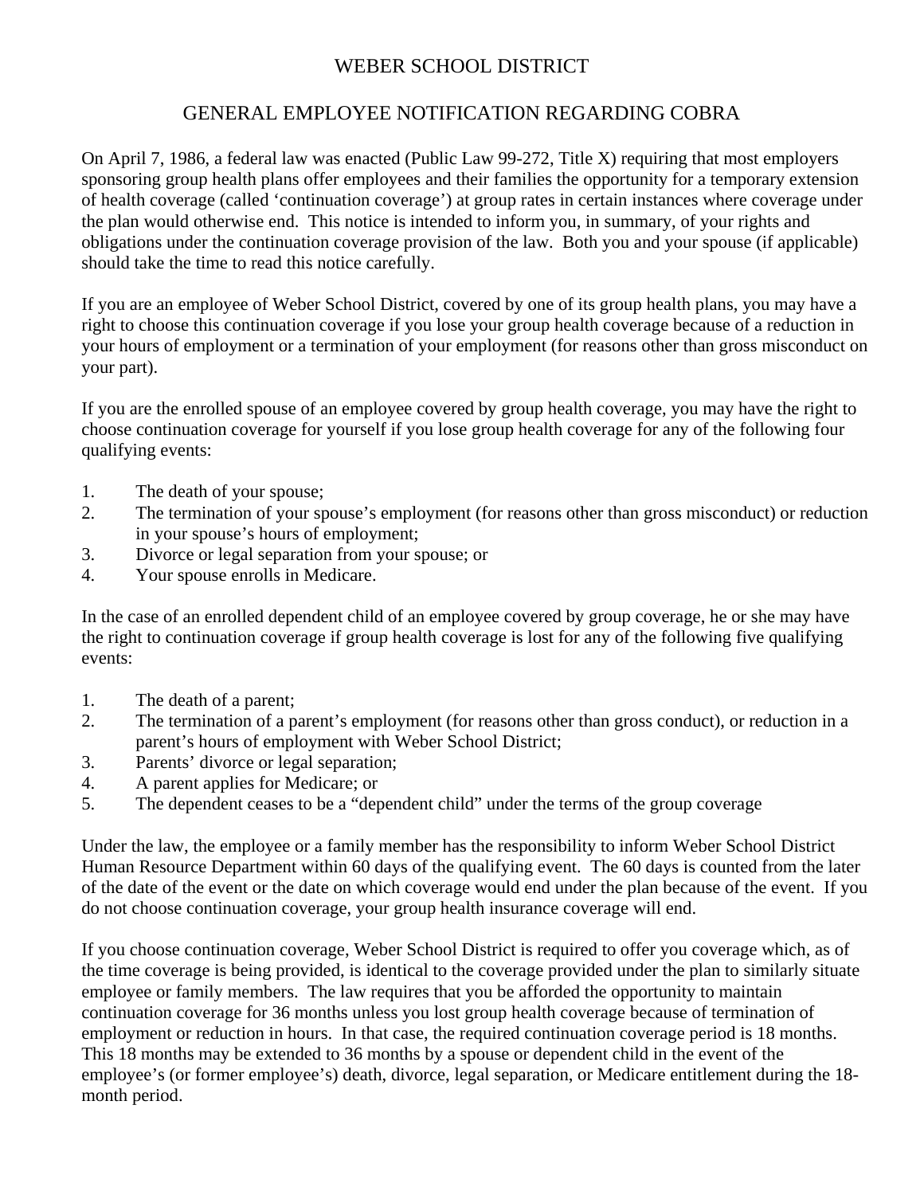# WEBER SCHOOL DISTRICT

## GENERAL EMPLOYEE NOTIFICATION REGARDING COBRA

On April 7, 1986, a federal law was enacted (Public Law 99-272, Title X) requiring that most employers sponsoring group health plans offer employees and their families the opportunity for a temporary extension of health coverage (called 'continuation coverage') at group rates in certain instances where coverage under the plan would otherwise end. This notice is intended to inform you, in summary, of your rights and obligations under the continuation coverage provision of the law. Both you and your spouse (if applicable) should take the time to read this notice carefully.

If you are an employee of Weber School District, covered by one of its group health plans, you may have a right to choose this continuation coverage if you lose your group health coverage because of a reduction in your hours of employment or a termination of your employment (for reasons other than gross misconduct on your part).

If you are the enrolled spouse of an employee covered by group health coverage, you may have the right to choose continuation coverage for yourself if you lose group health coverage for any of the following four qualifying events:

1. The death of your spouse;
2. The termination of your spouse's employment (for reasons other than gross misconduct) or reduction in your spouse's hours of employment;
3. Divorce or legal separation from your spouse; or
4. Your spouse enrolls in Medicare.

In the case of an enrolled dependent child of an employee covered by group coverage, he or she may have the right to continuation coverage if group health coverage is lost for any of the following five qualifying events:

1. The death of a parent;
2. The termination of a parent's employment (for reasons other than gross conduct), or reduction in a parent's hours of employment with Weber School District;
3. Parents' divorce or legal separation;
4. A parent applies for Medicare; or
5. The dependent ceases to be a "dependent child" under the terms of the group coverage

Under the law, the employee or a family member has the responsibility to inform Weber School District Human Resource Department within 60 days of the qualifying event. The 60 days is counted from the later of the date of the event or the date on which coverage would end under the plan because of the event. If you do not choose continuation coverage, your group health insurance coverage will end.

If you choose continuation coverage, Weber School District is required to offer you coverage which, as of the time coverage is being provided, is identical to the coverage provided under the plan to similarly situate employee or family members. The law requires that you be afforded the opportunity to maintain continuation coverage for 36 months unless you lost group health coverage because of termination of employment or reduction in hours. In that case, the required continuation coverage period is 18 months. This 18 months may be extended to 36 months by a spouse or dependent child in the event of the employee's (or former employee's) death, divorce, legal separation, or Medicare entitlement during the 18-month period.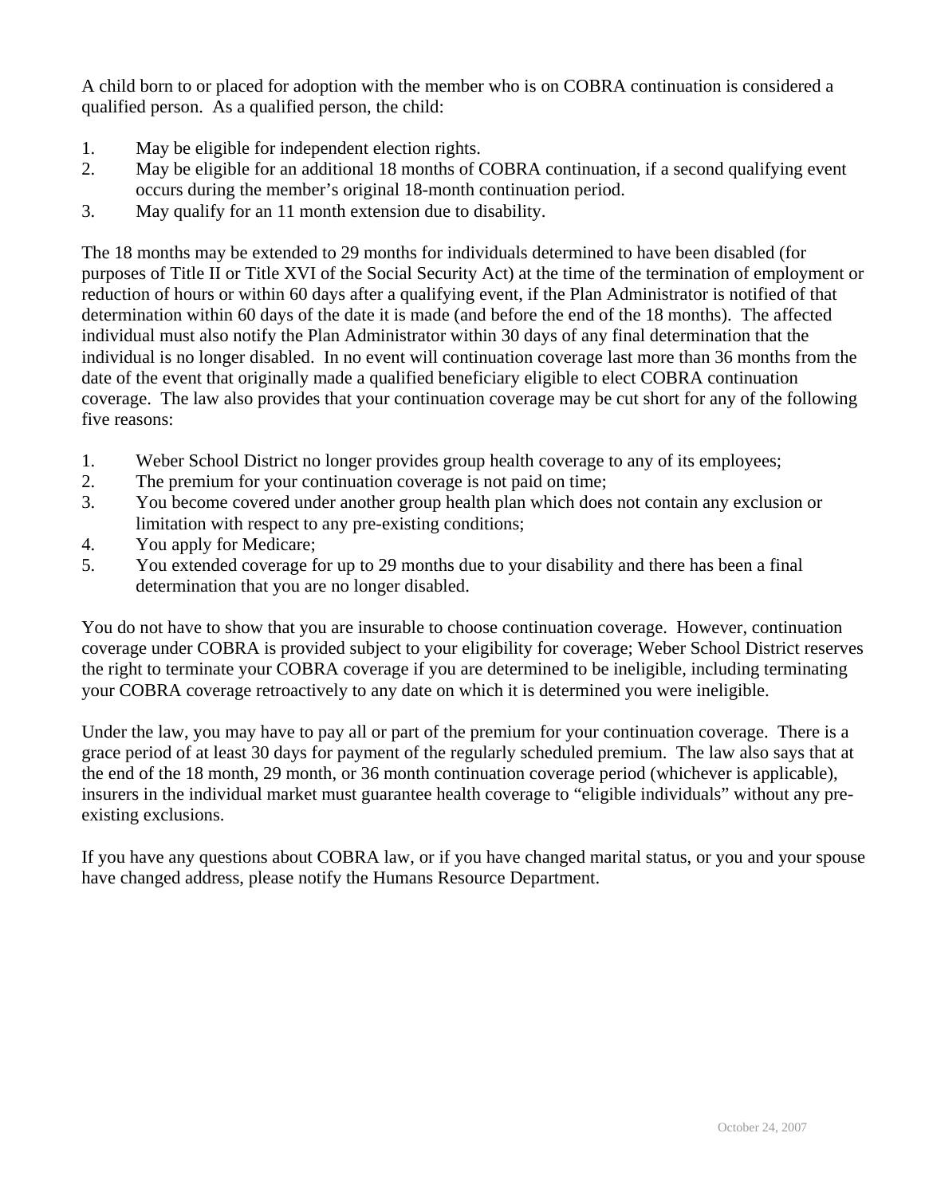A child born to or placed for adoption with the member who is on COBRA continuation is considered a qualified person. As a qualified person, the child:

1. May be eligible for independent election rights.
2. May be eligible for an additional 18 months of COBRA continuation, if a second qualifying event occurs during the member's original 18-month continuation period.
3. May qualify for an 11 month extension due to disability.

The 18 months may be extended to 29 months for individuals determined to have been disabled (for purposes of Title II or Title XVI of the Social Security Act) at the time of the termination of employment or reduction of hours or within 60 days after a qualifying event, if the Plan Administrator is notified of that determination within 60 days of the date it is made (and before the end of the 18 months). The affected individual must also notify the Plan Administrator within 30 days of any final determination that the individual is no longer disabled. In no event will continuation coverage last more than 36 months from the date of the event that originally made a qualified beneficiary eligible to elect COBRA continuation coverage. The law also provides that your continuation coverage may be cut short for any of the following five reasons:

1. Weber School District no longer provides group health coverage to any of its employees;
2. The premium for your continuation coverage is not paid on time;
3. You become covered under another group health plan which does not contain any exclusion or limitation with respect to any pre-existing conditions;
4. You apply for Medicare;
5. You extended coverage for up to 29 months due to your disability and there has been a final determination that you are no longer disabled.

You do not have to show that you are insurable to choose continuation coverage. However, continuation coverage under COBRA is provided subject to your eligibility for coverage; Weber School District reserves the right to terminate your COBRA coverage if you are determined to be ineligible, including terminating your COBRA coverage retroactively to any date on which it is determined you were ineligible.

Under the law, you may have to pay all or part of the premium for your continuation coverage. There is a grace period of at least 30 days for payment of the regularly scheduled premium. The law also says that at the end of the 18 month, 29 month, or 36 month continuation coverage period (whichever is applicable), insurers in the individual market must guarantee health coverage to "eligible individuals" without any pre-existing exclusions.

If you have any questions about COBRA law, or if you have changed marital status, or you and your spouse have changed address, please notify the Humans Resource Department.

October 24, 2007